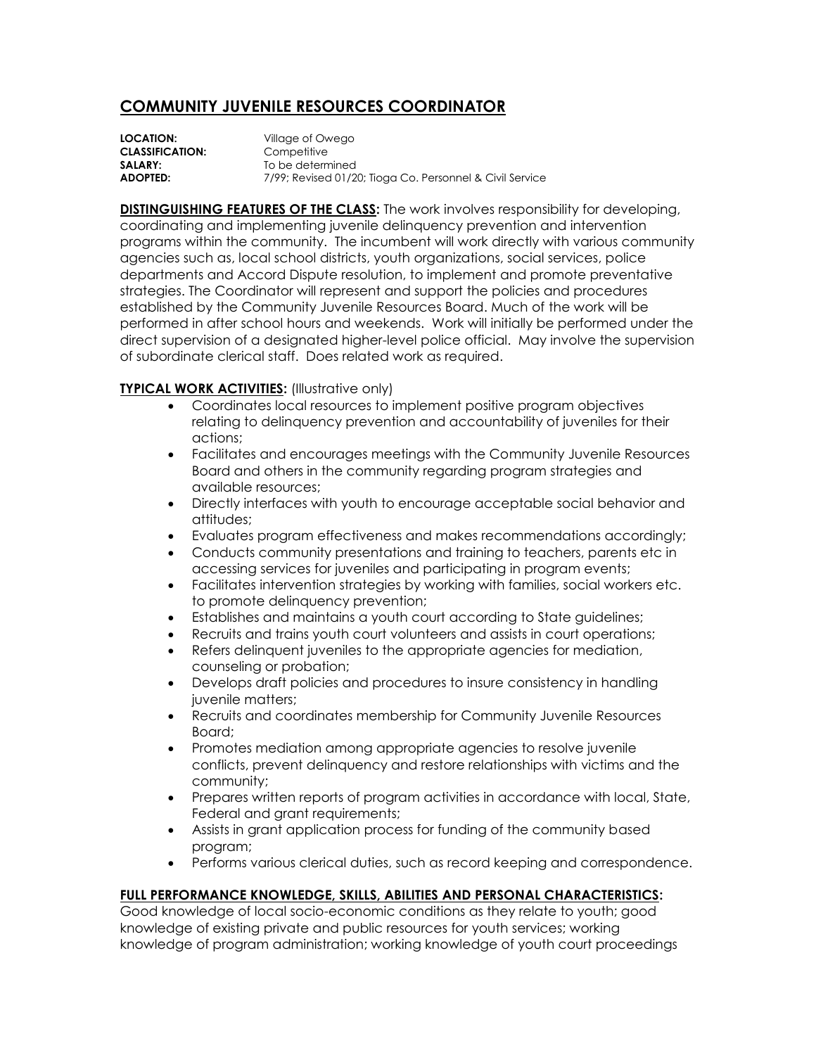# COMMUNITY JUVENILE RESOURCES COORDINATOR

**LOCATION:** Village of Owego
**CLASSIFICATION:** Competitive
**SALARY:** To be determined
**ADOPTED:** 7/99; Revised 01/20; Tioga Co. Personnel & Civil Service

**DISTINGUISHING FEATURES OF THE CLASS:** The work involves responsibility for developing, coordinating and implementing juvenile delinquency prevention and intervention programs within the community. The incumbent will work directly with various community agencies such as, local school districts, youth organizations, social services, police departments and Accord Dispute resolution, to implement and promote preventative strategies. The Coordinator will represent and support the policies and procedures established by the Community Juvenile Resources Board. Much of the work will be performed in after school hours and weekends. Work will initially be performed under the direct supervision of a designated higher-level police official. May involve the supervision of subordinate clerical staff. Does related work as required.

**TYPICAL WORK ACTIVITIES:** (Illustrative only)

- Coordinates local resources to implement positive program objectives relating to delinquency prevention and accountability of juveniles for their actions;
- Facilitates and encourages meetings with the Community Juvenile Resources Board and others in the community regarding program strategies and available resources;
- Directly interfaces with youth to encourage acceptable social behavior and attitudes;
- Evaluates program effectiveness and makes recommendations accordingly;
- Conducts community presentations and training to teachers, parents etc in accessing services for juveniles and participating in program events;
- Facilitates intervention strategies by working with families, social workers etc. to promote delinquency prevention;
- Establishes and maintains a youth court according to State guidelines;
- Recruits and trains youth court volunteers and assists in court operations;
- Refers delinquent juveniles to the appropriate agencies for mediation, counseling or probation;
- Develops draft policies and procedures to insure consistency in handling juvenile matters;
- Recruits and coordinates membership for Community Juvenile Resources Board;
- Promotes mediation among appropriate agencies to resolve juvenile conflicts, prevent delinquency and restore relationships with victims and the community;
- Prepares written reports of program activities in accordance with local, State, Federal and grant requirements;
- Assists in grant application process for funding of the community based program;
- Performs various clerical duties, such as record keeping and correspondence.

**FULL PERFORMANCE KNOWLEDGE, SKILLS, ABILITIES AND PERSONAL CHARACTERISTICS:**
Good knowledge of local socio-economic conditions as they relate to youth; good knowledge of existing private and public resources for youth services; working knowledge of program administration; working knowledge of youth court proceedings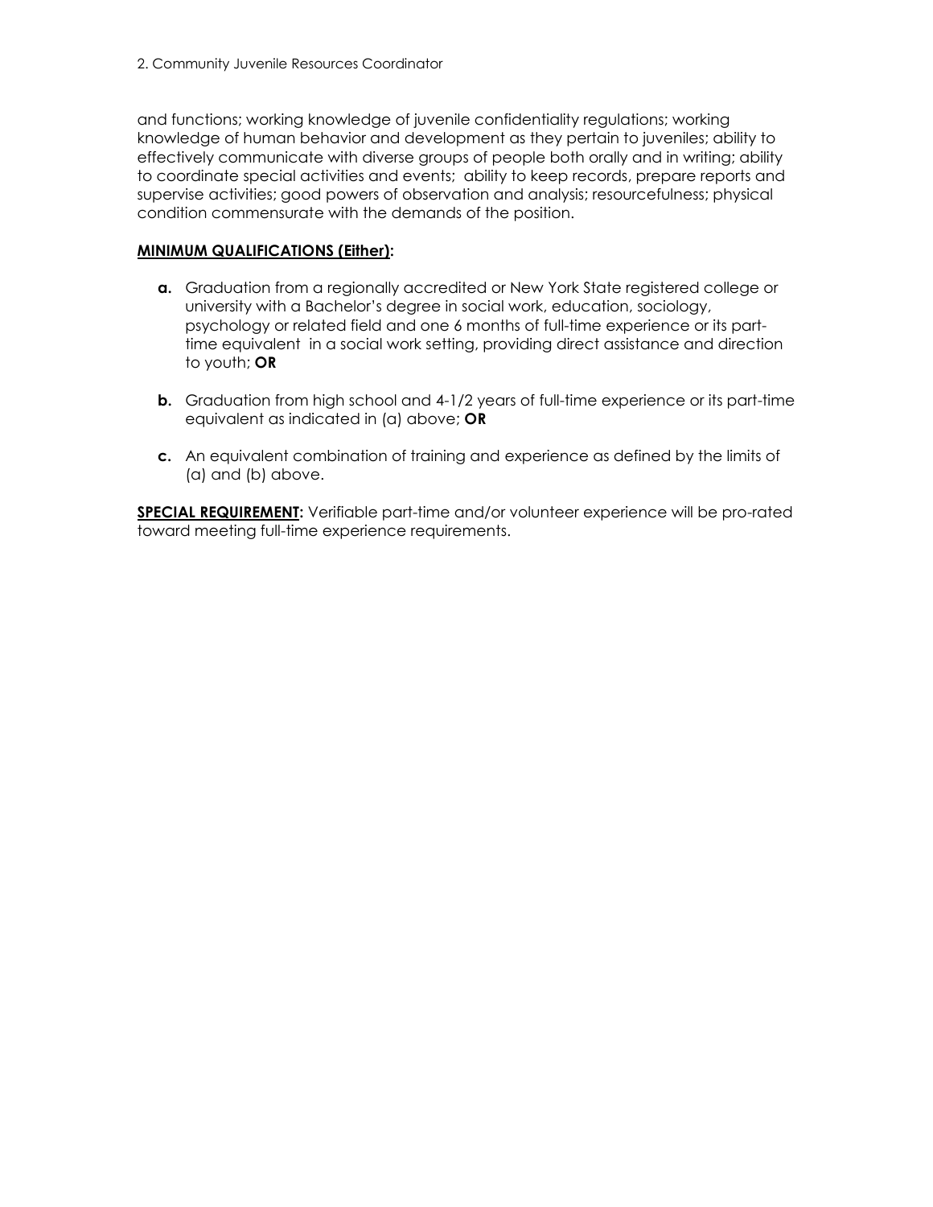and functions; working knowledge of juvenile confidentiality regulations; working knowledge of human behavior and development as they pertain to juveniles; ability to effectively communicate with diverse groups of people both orally and in writing; ability to coordinate special activities and events;  ability to keep records, prepare reports and supervise activities; good powers of observation and analysis; resourcefulness; physical condition commensurate with the demands of the position.

**MINIMUM QUALIFICATIONS (Either):**

- **a.** Graduation from a regionally accredited or New York State registered college or university with a Bachelor's degree in social work, education, sociology, psychology or related field and one 6 months of full-time experience or its part-time equivalent  in a social work setting, providing direct assistance and direction to youth; **OR**

- **b.** Graduation from high school and 4-1/2 years of full-time experience or its part-time equivalent as indicated in (a) above; **OR**

- **c.** An equivalent combination of training and experience as defined by the limits of (a) and (b) above.

**SPECIAL REQUIREMENT:** Verifiable part-time and/or volunteer experience will be pro-rated toward meeting full-time experience requirements.